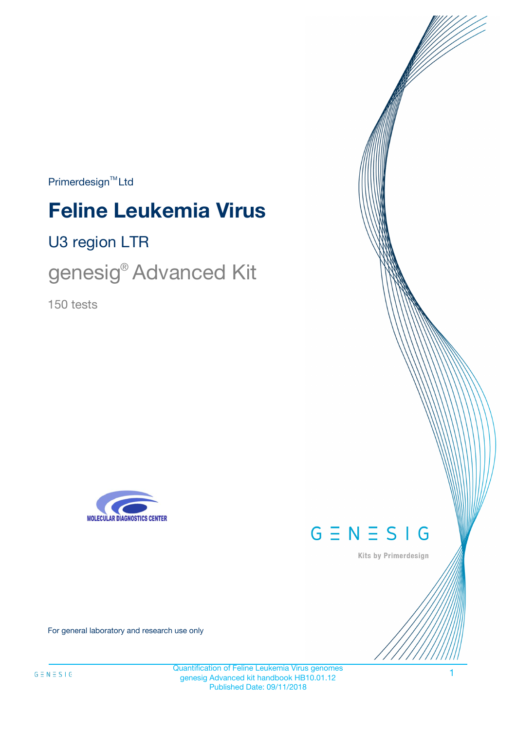Primerdesign™ Ltd

# Feline Leukemia Virus

## U3 region LTR

## genesig® Advanced Kit

150 tests

MOLECULAR DIAGNOSTICS CENTER

GENESIG

Kits by Primerdesign

For general laboratory and research use only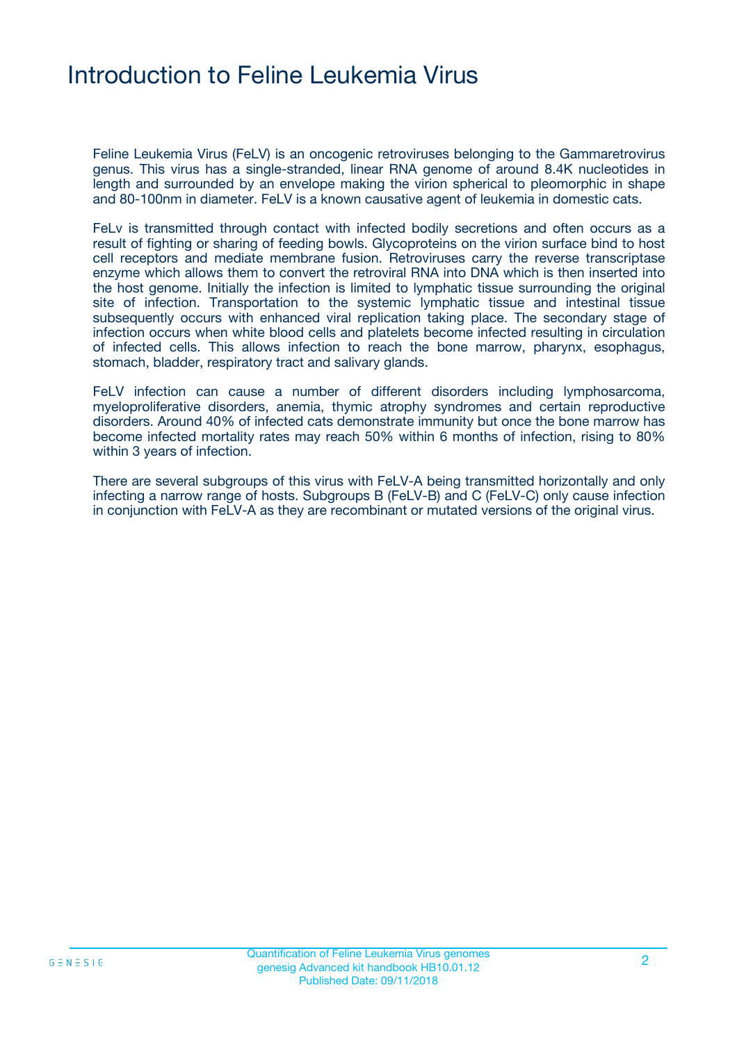# Introduction to Feline Leukemia Virus

Feline Leukemia Virus (FeLV) is an oncogenic retroviruses belonging to the Gammaretrovirus genus. This virus has a single-stranded, linear RNA genome of around 8.4K nucleotides in length and surrounded by an envelope making the virion spherical to pleomorphic in shape and 80-100nm in diameter. FeLV is a known causative agent of leukemia in domestic cats.

FeLv is transmitted through contact with infected bodily secretions and often occurs as a result of fighting or sharing of feeding bowls. Glycoproteins on the virion surface bind to host cell receptors and mediate membrane fusion. Retroviruses carry the reverse transcriptase enzyme which allows them to convert the retroviral RNA into DNA which is then inserted into the host genome. Initially the infection is limited to lymphatic tissue surrounding the original site of infection. Transportation to the systemic lymphatic tissue and intestinal tissue subsequently occurs with enhanced viral replication taking place. The secondary stage of infection occurs when white blood cells and platelets become infected resulting in circulation of infected cells. This allows infection to reach the bone marrow, pharynx, esophagus, stomach, bladder, respiratory tract and salivary glands.

FeLV infection can cause a number of different disorders including lymphosarcoma, myeloproliferative disorders, anemia, thymic atrophy syndromes and certain reproductive disorders. Around 40% of infected cats demonstrate immunity but once the bone marrow has become infected mortality rates may reach 50% within 6 months of infection, rising to 80% within 3 years of infection.

There are several subgroups of this virus with FeLV-A being transmitted horizontally and only infecting a narrow range of hosts. Subgroups B (FeLV-B) and C (FeLV-C) only cause infection in conjunction with FeLV-A as they are recombinant or mutated versions of the original virus.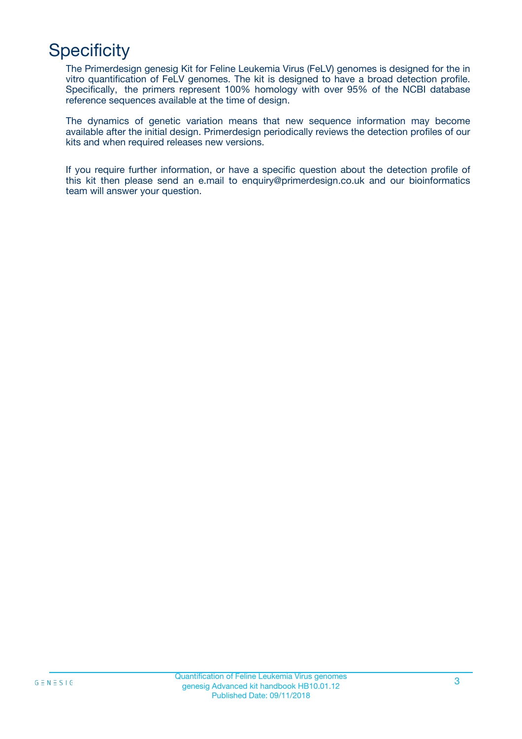# Specificity

The Primerdesign genesig Kit for Feline Leukemia Virus (FeLV) genomes is designed for the in vitro quantification of FeLV genomes. The kit is designed to have a broad detection profile. Specifically, the primers represent 100% homology with over 95% of the NCBI database reference sequences available at the time of design.

The dynamics of genetic variation means that new sequence information may become available after the initial design. Primerdesign periodically reviews the detection profiles of our kits and when required releases new versions.

If you require further information, or have a specific question about the detection profile of this kit then please send an e.mail to enquiry@primerdesign.co.uk and our bioinformatics team will answer your question.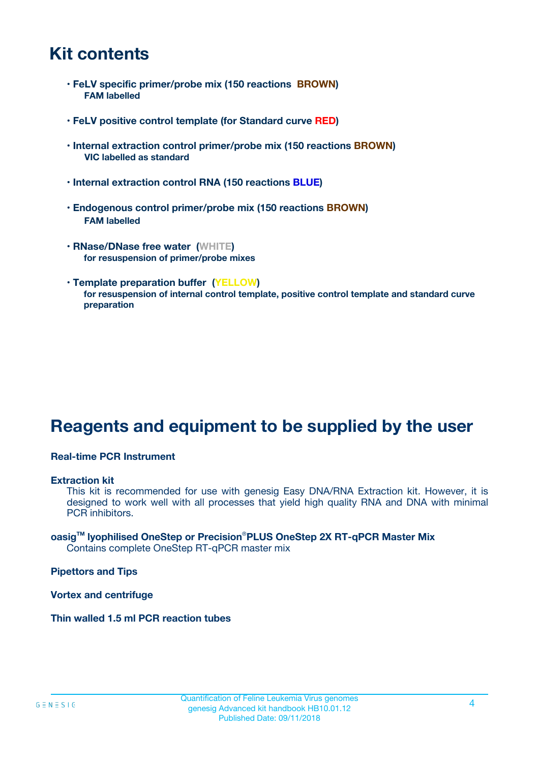## Kit contents

- **FeLV specific primer/probe mix (150 reactions BROWN)**
  **FAM labelled**

- **FeLV positive control template (for Standard curve RED)**

- **Internal extraction control primer/probe mix (150 reactions BROWN)**
  **VIC labelled as standard**

- **Internal extraction control RNA (150 reactions BLUE)**

- **Endogenous control primer/probe mix (150 reactions BROWN)**
  **FAM labelled**

- **RNase/DNase free water (WHITE)**
  **for resuspension of primer/probe mixes**

- **Template preparation buffer (YELLOW)**
  **for resuspension of internal control template, positive control template and standard curve preparation**

## Reagents and equipment to be supplied by the user

**Real-time PCR Instrument**

**Extraction kit**
This kit is recommended for use with genesig Easy DNA/RNA Extraction kit. However, it is designed to work well with all processes that yield high quality RNA and DNA with minimal PCR inhibitors.

**oasig™ lyophilised OneStep or Precision®PLUS OneStep 2X RT-qPCR Master Mix**
Contains complete OneStep RT-qPCR master mix

**Pipettors and Tips**

**Vortex and centrifuge**

**Thin walled 1.5 ml PCR reaction tubes**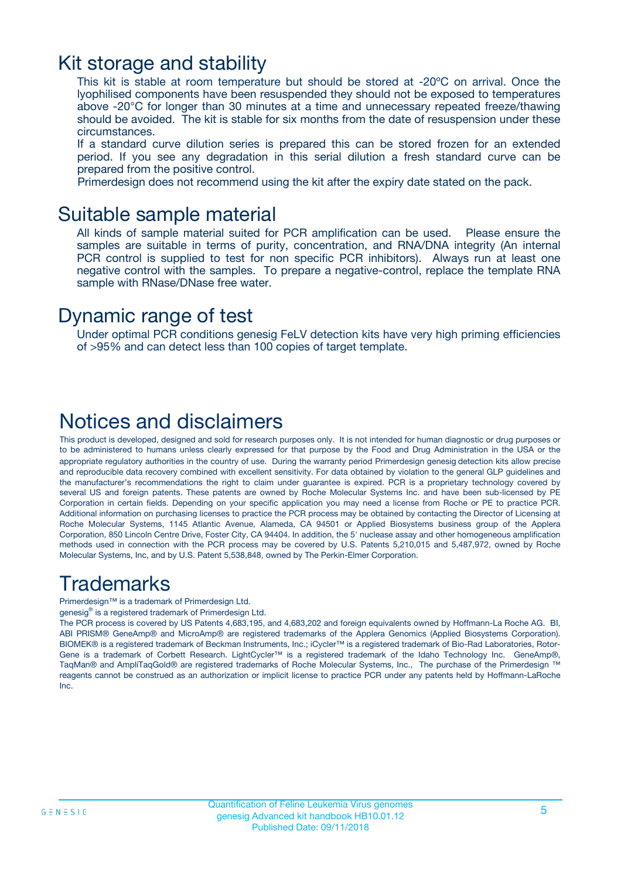## Kit storage and stability

This kit is stable at room temperature but should be stored at -20ºC on arrival. Once the lyophilised components have been resuspended they should not be exposed to temperatures above -20°C for longer than 30 minutes at a time and unnecessary repeated freeze/thawing should be avoided. The kit is stable for six months from the date of resuspension under these circumstances.

If a standard curve dilution series is prepared this can be stored frozen for an extended period. If you see any degradation in this serial dilution a fresh standard curve can be prepared from the positive control.

Primerdesign does not recommend using the kit after the expiry date stated on the pack.

## Suitable sample material

All kinds of sample material suited for PCR amplification can be used. Please ensure the samples are suitable in terms of purity, concentration, and RNA/DNA integrity (An internal PCR control is supplied to test for non specific PCR inhibitors). Always run at least one negative control with the samples. To prepare a negative-control, replace the template RNA sample with RNase/DNase free water.

## Dynamic range of test

Under optimal PCR conditions genesig FeLV detection kits have very high priming efficiencies of >95% and can detect less than 100 copies of target template.

# Notices and disclaimers

This product is developed, designed and sold for research purposes only. It is not intended for human diagnostic or drug purposes or to be administered to humans unless clearly expressed for that purpose by the Food and Drug Administration in the USA or the appropriate regulatory authorities in the country of use. During the warranty period Primerdesign genesig detection kits allow precise and reproducible data recovery combined with excellent sensitivity. For data obtained by violation to the general GLP guidelines and the manufacturer's recommendations the right to claim under guarantee is expired. PCR is a proprietary technology covered by several US and foreign patents. These patents are owned by Roche Molecular Systems Inc. and have been sub-licensed by PE Corporation in certain fields. Depending on your specific application you may need a license from Roche or PE to practice PCR. Additional information on purchasing licenses to practice the PCR process may be obtained by contacting the Director of Licensing at Roche Molecular Systems, 1145 Atlantic Avenue, Alameda, CA 94501 or Applied Biosystems business group of the Applera Corporation, 850 Lincoln Centre Drive, Foster City, CA 94404. In addition, the 5' nuclease assay and other homogeneous amplification methods used in connection with the PCR process may be covered by U.S. Patents 5,210,015 and 5,487,972, owned by Roche Molecular Systems, Inc, and by U.S. Patent 5,538,848, owned by The Perkin-Elmer Corporation.

# Trademarks

Primerdesign™ is a trademark of Primerdesign Ltd.

genesig® is a registered trademark of Primerdesign Ltd.

The PCR process is covered by US Patents 4,683,195, and 4,683,202 and foreign equivalents owned by Hoffmann-La Roche AG. BI, ABI PRISM® GeneAmp® and MicroAmp® are registered trademarks of the Applera Genomics (Applied Biosystems Corporation). BIOMEK® is a registered trademark of Beckman Instruments, Inc.; iCycler™ is a registered trademark of Bio-Rad Laboratories, Rotor-Gene is a trademark of Corbett Research. LightCycler™ is a registered trademark of the Idaho Technology Inc. GeneAmp®, TaqMan® and AmpliTaqGold® are registered trademarks of Roche Molecular Systems, Inc., The purchase of the Primerdesign ™ reagents cannot be construed as an authorization or implicit license to practice PCR under any patents held by Hoffmann-LaRoche Inc.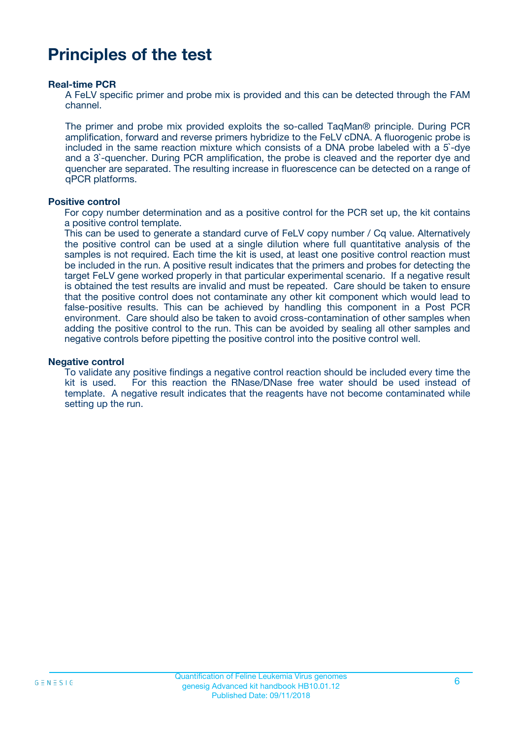# Principles of the test

**Real-time PCR**

A FeLV specific primer and probe mix is provided and this can be detected through the FAM channel.

The primer and probe mix provided exploits the so-called TaqMan® principle. During PCR amplification, forward and reverse primers hybridize to the FeLV cDNA. A fluorogenic probe is included in the same reaction mixture which consists of a DNA probe labeled with a 5`-dye and a 3`-quencher. During PCR amplification, the probe is cleaved and the reporter dye and quencher are separated. The resulting increase in fluorescence can be detected on a range of qPCR platforms.

**Positive control**

For copy number determination and as a positive control for the PCR set up, the kit contains a positive control template.
This can be used to generate a standard curve of FeLV copy number / Cq value. Alternatively the positive control can be used at a single dilution where full quantitative analysis of the samples is not required. Each time the kit is used, at least one positive control reaction must be included in the run. A positive result indicates that the primers and probes for detecting the target FeLV gene worked properly in that particular experimental scenario. If a negative result is obtained the test results are invalid and must be repeated. Care should be taken to ensure that the positive control does not contaminate any other kit component which would lead to false-positive results. This can be achieved by handling this component in a Post PCR environment. Care should also be taken to avoid cross-contamination of other samples when adding the positive control to the run. This can be avoided by sealing all other samples and negative controls before pipetting the positive control into the positive control well.

**Negative control**

To validate any positive findings a negative control reaction should be included every time the kit is used. For this reaction the RNase/DNase free water should be used instead of template. A negative result indicates that the reagents have not become contaminated while setting up the run.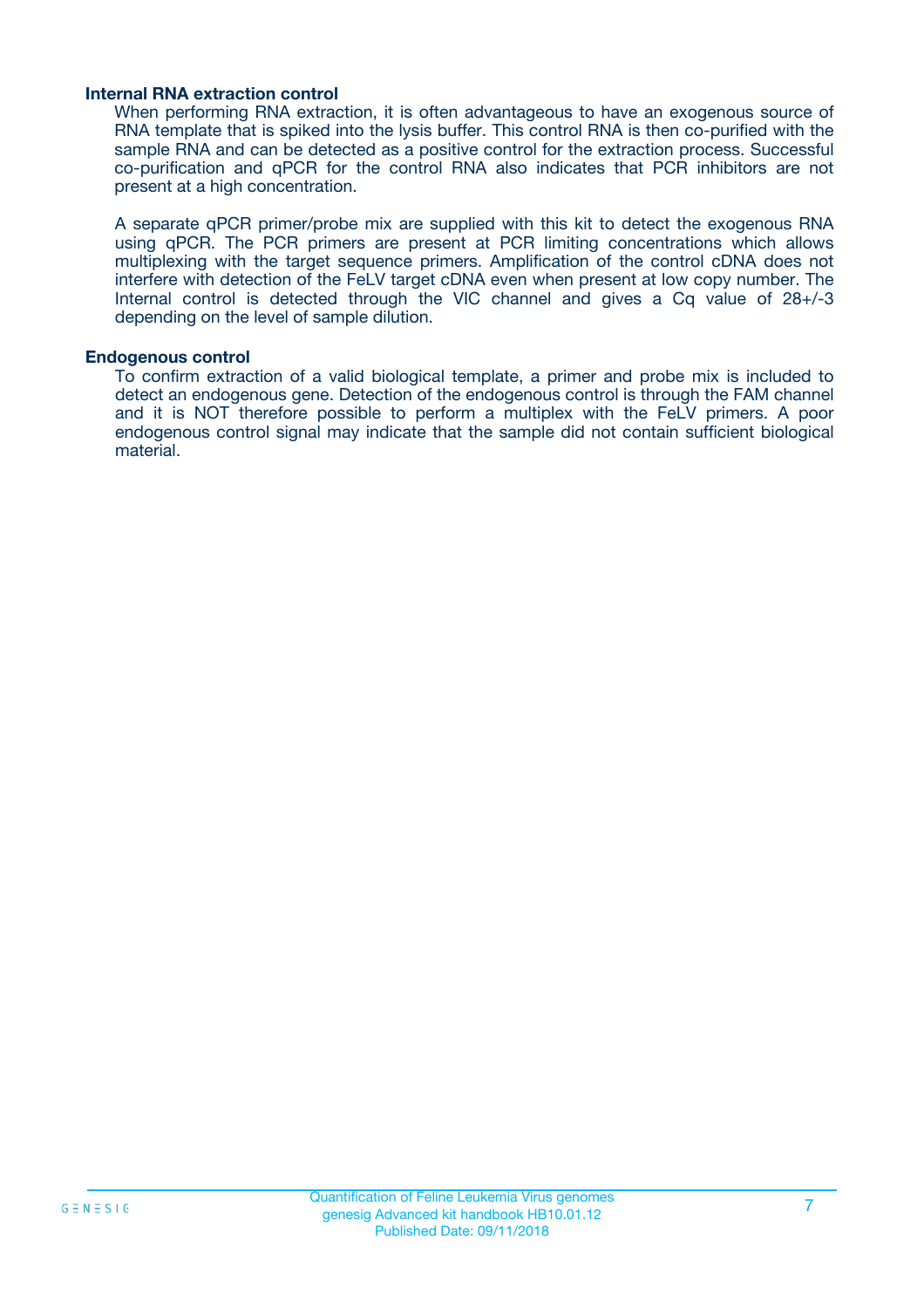### Internal RNA extraction control

When performing RNA extraction, it is often advantageous to have an exogenous source of RNA template that is spiked into the lysis buffer. This control RNA is then co-purified with the sample RNA and can be detected as a positive control for the extraction process. Successful co-purification and qPCR for the control RNA also indicates that PCR inhibitors are not present at a high concentration.

A separate qPCR primer/probe mix are supplied with this kit to detect the exogenous RNA using qPCR. The PCR primers are present at PCR limiting concentrations which allows multiplexing with the target sequence primers. Amplification of the control cDNA does not interfere with detection of the FeLV target cDNA even when present at low copy number. The Internal control is detected through the VIC channel and gives a Cq value of 28+/-3 depending on the level of sample dilution.

### Endogenous control

To confirm extraction of a valid biological template, a primer and probe mix is included to detect an endogenous gene. Detection of the endogenous control is through the FAM channel and it is NOT therefore possible to perform a multiplex with the FeLV primers. A poor endogenous control signal may indicate that the sample did not contain sufficient biological material.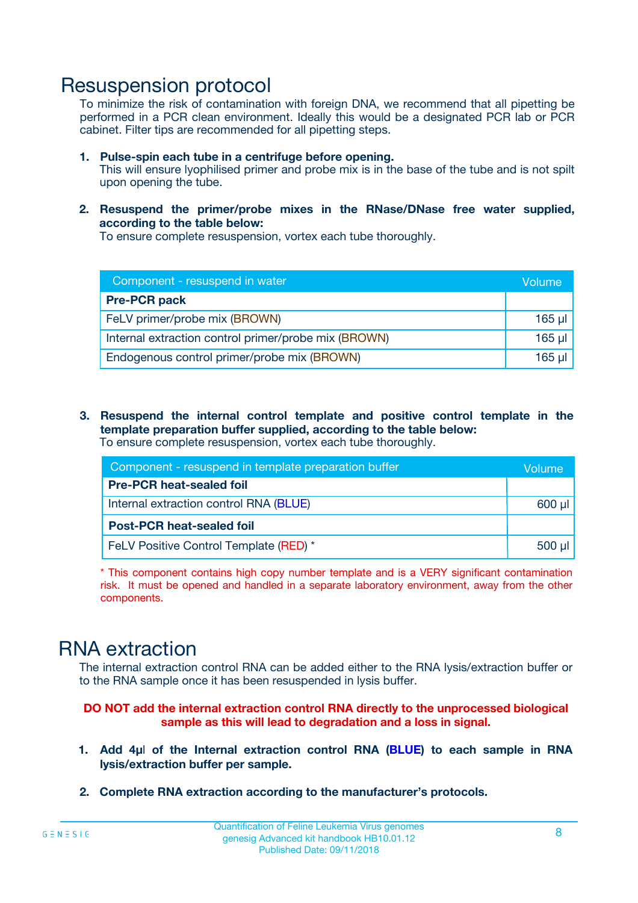# Resuspension protocol

To minimize the risk of contamination with foreign DNA, we recommend that all pipetting be performed in a PCR clean environment. Ideally this would be a designated PCR lab or PCR cabinet. Filter tips are recommended for all pipetting steps.

1. **Pulse-spin each tube in a centrifuge before opening.**
   This will ensure lyophilised primer and probe mix is in the base of the tube and is not spilt upon opening the tube.

2. **Resuspend the primer/probe mixes in the RNase/DNase free water supplied, according to the table below:**
   To ensure complete resuspension, vortex each tube thoroughly.

| Component - resuspend in water | Volume |
|---|---|
| **Pre-PCR pack** | |
| FeLV primer/probe mix (BROWN) | 165 µl |
| Internal extraction control primer/probe mix (BROWN) | 165 µl |
| Endogenous control primer/probe mix (BROWN) | 165 µl |

3. **Resuspend the internal control template and positive control template in the template preparation buffer supplied, according to the table below:**
   To ensure complete resuspension, vortex each tube thoroughly.

| Component - resuspend in template preparation buffer | Volume |
|---|---|
| **Pre-PCR heat-sealed foil** | |
| Internal extraction control RNA (BLUE) | 600 µl |
| **Post-PCR heat-sealed foil** | |
| FeLV Positive Control Template (RED) * | 500 µl |

* This component contains high copy number template and is a VERY significant contamination risk. It must be opened and handled in a separate laboratory environment, away from the other components.

# RNA extraction

The internal extraction control RNA can be added either to the RNA lysis/extraction buffer or to the RNA sample once it has been resuspended in lysis buffer.

**DO NOT add the internal extraction control RNA directly to the unprocessed biological sample as this will lead to degradation and a loss in signal.**

1. **Add 4µl of the Internal extraction control RNA (BLUE) to each sample in RNA lysis/extraction buffer per sample.**

2. **Complete RNA extraction according to the manufacturer's protocols.**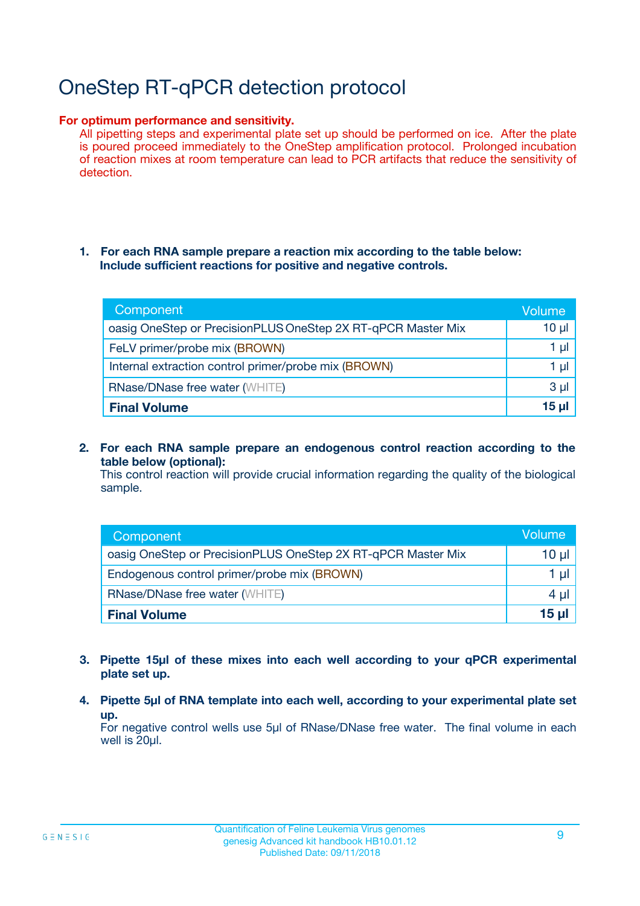# OneStep RT-qPCR detection protocol

**For optimum performance and sensitivity.**

All pipetting steps and experimental plate set up should be performed on ice. After the plate is poured proceed immediately to the OneStep amplification protocol. Prolonged incubation of reaction mixes at room temperature can lead to PCR artifacts that reduce the sensitivity of detection.

1. **For each RNA sample prepare a reaction mix according to the table below: Include sufficient reactions for positive and negative controls.**

| Component | Volume |
|---|---|
| oasig OneStep or PrecisionPLUS OneStep 2X RT-qPCR Master Mix | 10 µl |
| FeLV primer/probe mix (BROWN) | 1 µl |
| Internal extraction control primer/probe mix (BROWN) | 1 µl |
| RNase/DNase free water (WHITE) | 3 µl |
| **Final Volume** | **15 µl** |

2. **For each RNA sample prepare an endogenous control reaction according to the table below (optional):**
   This control reaction will provide crucial information regarding the quality of the biological sample.

| Component | Volume |
|---|---|
| oasig OneStep or PrecisionPLUS OneStep 2X RT-qPCR Master Mix | 10 µl |
| Endogenous control primer/probe mix (BROWN) | 1 µl |
| RNase/DNase free water (WHITE) | 4 µl |
| **Final Volume** | **15 µl** |

3. **Pipette 15µl of these mixes into each well according to your qPCR experimental plate set up.**

4. **Pipette 5µl of RNA template into each well, according to your experimental plate set up.**
   For negative control wells use 5µl of RNase/DNase free water. The final volume in each well is 20µl.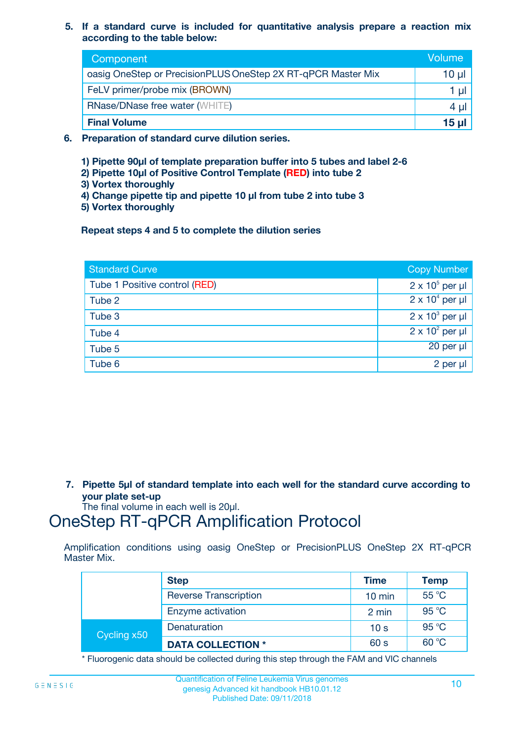5. **If a standard curve is included for quantitative analysis prepare a reaction mix according to the table below:**

| Component | Volume |
|---|---|
| oasig OneStep or PrecisionPLUS OneStep 2X RT-qPCR Master Mix | 10 µl |
| FeLV primer/probe mix (BROWN) | 1 µl |
| RNase/DNase free water (WHITE) | 4 µl |
| **Final Volume** | **15 µl** |

6. **Preparation of standard curve dilution series.**

**1) Pipette 90µl of template preparation buffer into 5 tubes and label 2-6**
**2) Pipette 10µl of Positive Control Template (RED) into tube 2**
**3) Vortex thoroughly**
**4) Change pipette tip and pipette 10 µl from tube 2 into tube 3**
**5) Vortex thoroughly**

**Repeat steps 4 and 5 to complete the dilution series**

| Standard Curve | Copy Number |
|---|---|
| Tube 1 Positive control (RED) | $2 \times 10^5$ per µl |
| Tube 2 | $2 \times 10^4$ per µl |
| Tube 3 | $2 \times 10^3$ per µl |
| Tube 4 | $2 \times 10^2$ per µl |
| Tube 5 | 20 per µl |
| Tube 6 | 2 per µl |

7. **Pipette 5µl of standard template into each well for the standard curve according to your plate set-up**
The final volume in each well is 20µl.

# OneStep RT-qPCR Amplification Protocol

Amplification conditions using oasig OneStep or PrecisionPLUS OneStep 2X RT-qPCR Master Mix.

| | Step | Time | Temp |
|---|---|---|---|
| | Reverse Transcription | 10 min | 55 °C |
| | Enzyme activation | 2 min | 95 °C |
| Cycling x50 | Denaturation | 10 s | 95 °C |
| | **DATA COLLECTION *** | 60 s | 60 °C |

* Fluorogenic data should be collected during this step through the FAM and VIC channels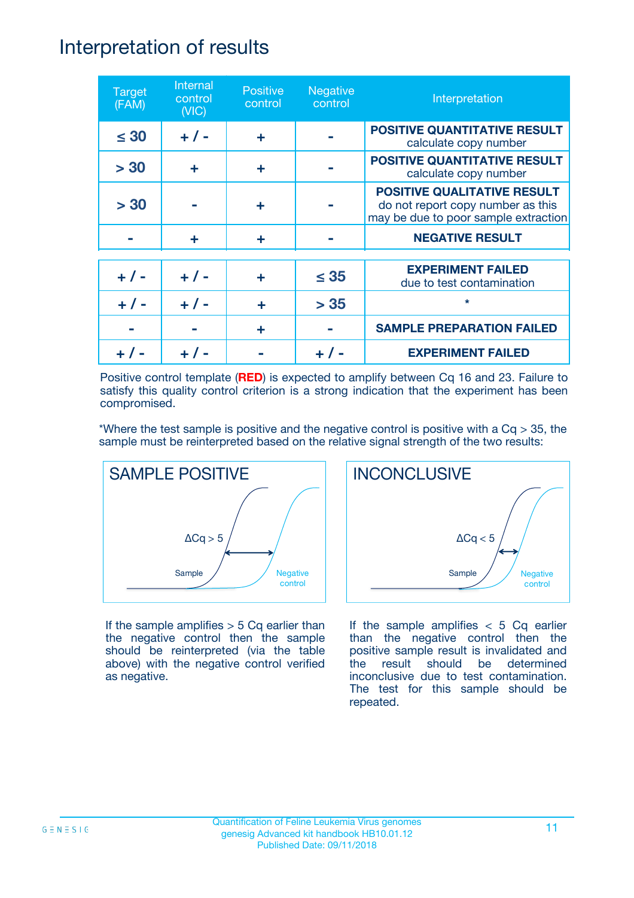# Interpretation of results

| Target (FAM) | Internal control (VIC) | Positive control | Negative control | Interpretation |
|---|---|---|---|---|
| ≤ 30 | + / - | + | - | **POSITIVE QUANTITATIVE RESULT** calculate copy number |
| > 30 | + | + | - | **POSITIVE QUANTITATIVE RESULT** calculate copy number |
| > 30 | - | + | - | **POSITIVE QUALITATIVE RESULT** do not report copy number as this may be due to poor sample extraction |
| - | + | + | - | **NEGATIVE RESULT** |
| + / - | + / - | + | ≤ 35 | **EXPERIMENT FAILED** due to test contamination |
| + / - | + / - | + | > 35 | * |
| - | - | + | - | **SAMPLE PREPARATION FAILED** |
| + / - | + / - | - | + / - | **EXPERIMENT FAILED** |

Positive control template (**RED**) is expected to amplify between Cq 16 and 23. Failure to satisfy this quality control criterion is a strong indication that the experiment has been compromised.

*Where the test sample is positive and the negative control is positive with a Cq > 35, the sample must be reinterpreted based on the relative signal strength of the two results:

**SAMPLE POSITIVE**

$\Delta$Cq > 5

If the sample amplifies > 5 Cq earlier than the negative control then the sample should be reinterpreted (via the table above) with the negative control verified as negative.

**INCONCLUSIVE**

$\Delta$Cq < 5

If the sample amplifies < 5 Cq earlier than the negative control then the positive sample result is invalidated and the result should be determined inconclusive due to test contamination. The test for this sample should be repeated.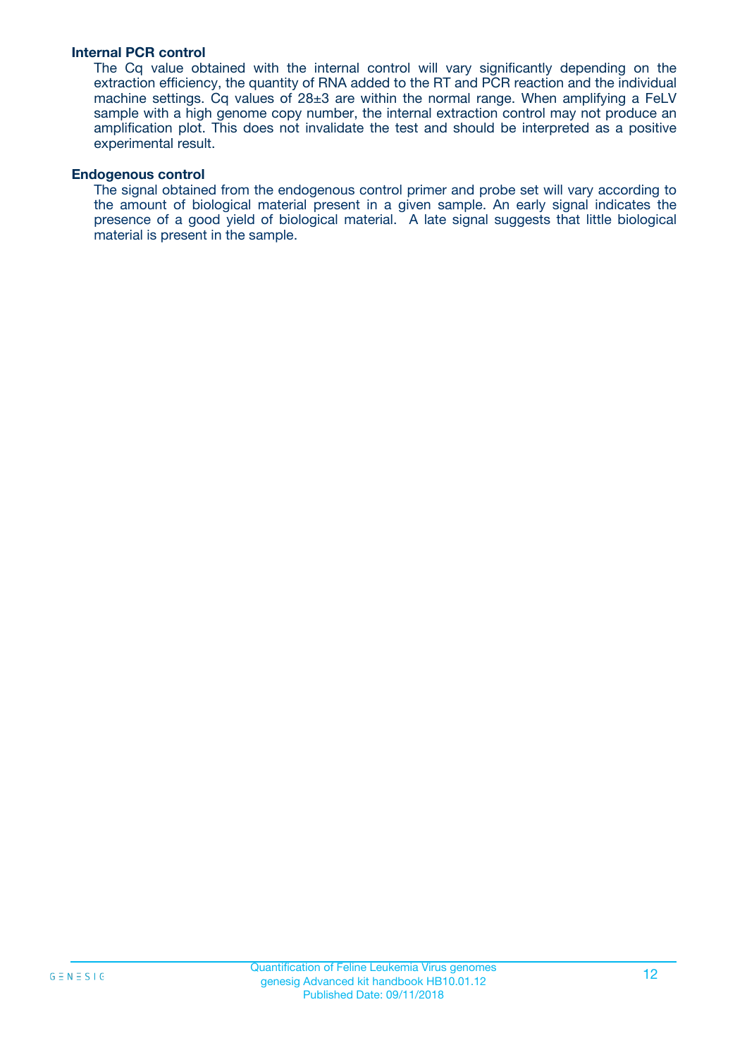**Internal PCR control**

The Cq value obtained with the internal control will vary significantly depending on the extraction efficiency, the quantity of RNA added to the RT and PCR reaction and the individual machine settings. Cq values of 28±3 are within the normal range. When amplifying a FeLV sample with a high genome copy number, the internal extraction control may not produce an amplification plot. This does not invalidate the test and should be interpreted as a positive experimental result.

**Endogenous control**

The signal obtained from the endogenous control primer and probe set will vary according to the amount of biological material present in a given sample. An early signal indicates the presence of a good yield of biological material. A late signal suggests that little biological material is present in the sample.